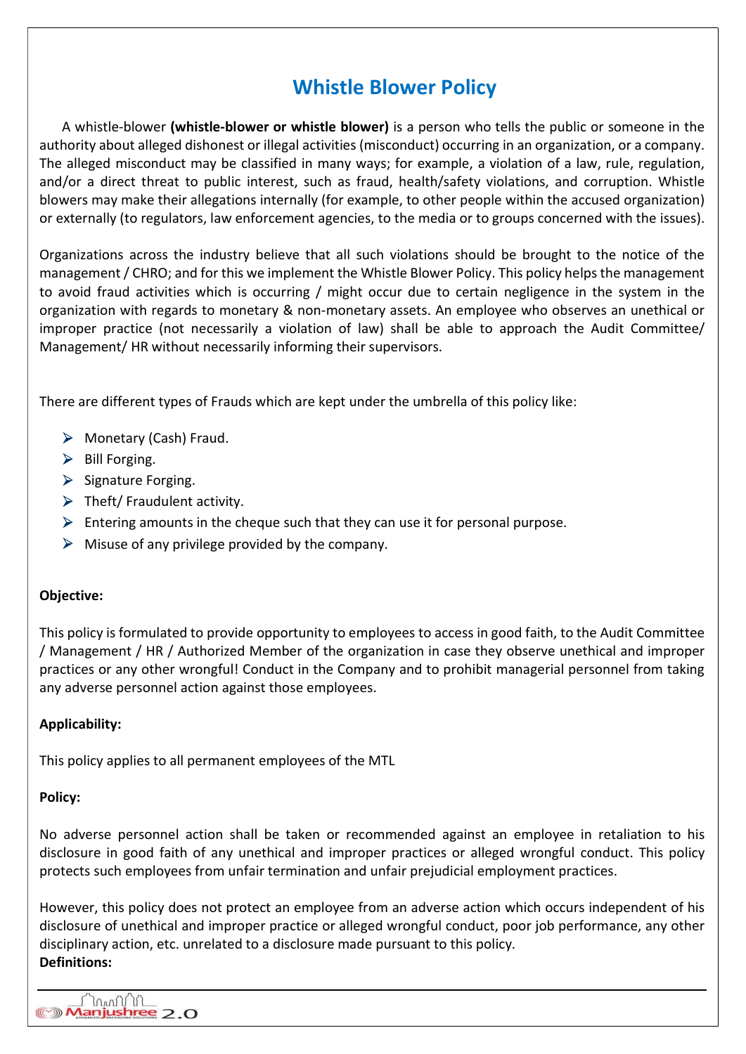# Whistle Blower Policy

A whistle-blower **(whistle-blower or whistle blower)** is a person who tells the public or someone in the authority about alleged dishonest or illegal activities (misconduct) occurring in an organization, or a company. The alleged misconduct may be classified in many ways; for example, a violation of a law, rule, regulation, and/or a direct threat to public interest, such as fraud, health/safety violations, and corruption. Whistle blowers may make their allegations internally (for example, to other people within the accused organization) or externally (to regulators, law enforcement agencies, to the media or to groups concerned with the issues).

Organizations across the industry believe that all such violations should be brought to the notice of the management / CHRO; and for this we implement the Whistle Blower Policy. This policy helps the management to avoid fraud activities which is occurring / might occur due to certain negligence in the system in the organization with regards to monetary & non-monetary assets. An employee who observes an unethical or improper practice (not necessarily a violation of law) shall be able to approach the Audit Committee/ Management/ HR without necessarily informing their supervisors.

There are different types of Frauds which are kept under the umbrella of this policy like:

- Monetary (Cash) Fraud.
- Bill Forging.
- Signature Forging.
- Theft/ Fraudulent activity.
- Entering amounts in the cheque such that they can use it for personal purpose.
- Misuse of any privilege provided by the company.

**Objective:**

This policy is formulated to provide opportunity to employees to access in good faith, to the Audit Committee / Management / HR / Authorized Member of the organization in case they observe unethical and improper practices or any other wrongful! Conduct in the Company and to prohibit managerial personnel from taking any adverse personnel action against those employees.

**Applicability:**

This policy applies to all permanent employees of the MTL

**Policy:**

No adverse personnel action shall be taken or recommended against an employee in retaliation to his disclosure in good faith of any unethical and improper practices or alleged wrongful conduct. This policy protects such employees from unfair termination and unfair prejudicial employment practices.

However, this policy does not protect an employee from an adverse action which occurs independent of his disclosure of unethical and improper practice or alleged wrongful conduct, poor job performance, any other disciplinary action, etc. unrelated to a disclosure made pursuant to this policy.

**Definitions:**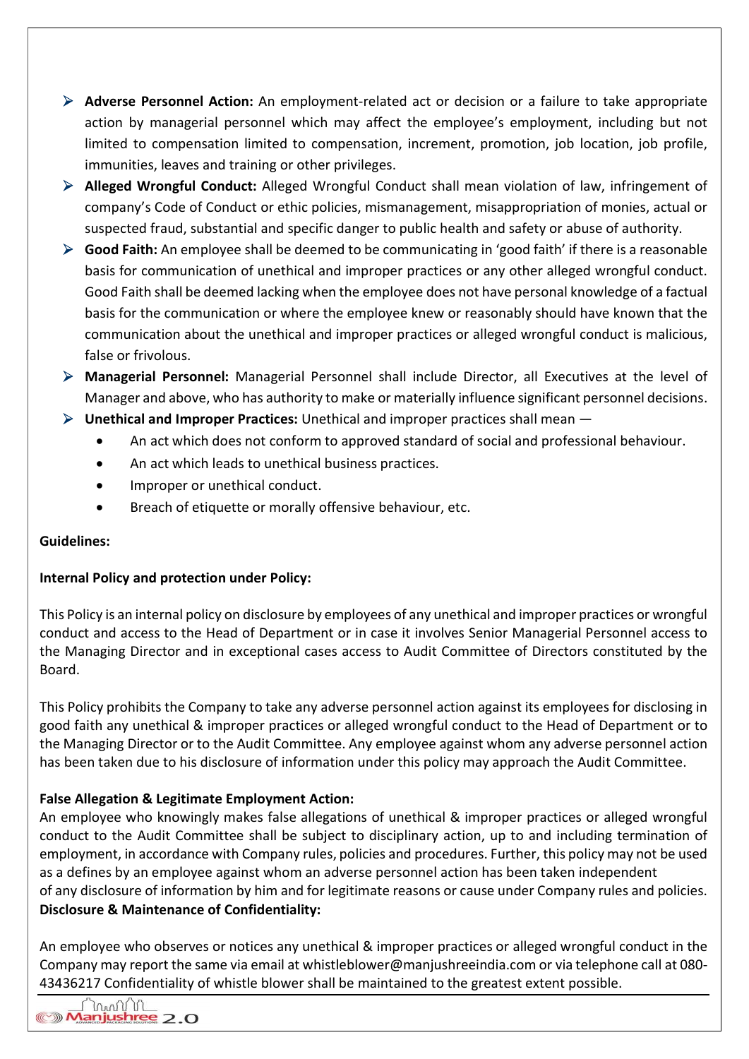- **Adverse Personnel Action:** An employment-related act or decision or a failure to take appropriate action by managerial personnel which may affect the employee's employment, including but not limited to compensation limited to compensation, increment, promotion, job location, job profile, immunities, leaves and training or other privileges.
- **Alleged Wrongful Conduct:** Alleged Wrongful Conduct shall mean violation of law, infringement of company's Code of Conduct or ethic policies, mismanagement, misappropriation of monies, actual or suspected fraud, substantial and specific danger to public health and safety or abuse of authority.
- **Good Faith:** An employee shall be deemed to be communicating in 'good faith' if there is a reasonable basis for communication of unethical and improper practices or any other alleged wrongful conduct. Good Faith shall be deemed lacking when the employee does not have personal knowledge of a factual basis for the communication or where the employee knew or reasonably should have known that the communication about the unethical and improper practices or alleged wrongful conduct is malicious, false or frivolous.
- **Managerial Personnel:** Managerial Personnel shall include Director, all Executives at the level of Manager and above, who has authority to make or materially influence significant personnel decisions.
- **Unethical and Improper Practices:** Unethical and improper practices shall mean —
  - An act which does not conform to approved standard of social and professional behaviour.
  - An act which leads to unethical business practices.
  - Improper or unethical conduct.
  - Breach of etiquette or morally offensive behaviour, etc.

**Guidelines:**

**Internal Policy and protection under Policy:**

This Policy is an internal policy on disclosure by employees of any unethical and improper practices or wrongful conduct and access to the Head of Department or in case it involves Senior Managerial Personnel access to the Managing Director and in exceptional cases access to Audit Committee of Directors constituted by the Board.

This Policy prohibits the Company to take any adverse personnel action against its employees for disclosing in good faith any unethical & improper practices or alleged wrongful conduct to the Head of Department or to the Managing Director or to the Audit Committee. Any employee against whom any adverse personnel action has been taken due to his disclosure of information under this policy may approach the Audit Committee.

**False Allegation & Legitimate Employment Action:**

An employee who knowingly makes false allegations of unethical & improper practices or alleged wrongful conduct to the Audit Committee shall be subject to disciplinary action, up to and including termination of employment, in accordance with Company rules, policies and procedures. Further, this policy may not be used as a defines by an employee against whom an adverse personnel action has been taken independent of any disclosure of information by him and for legitimate reasons or cause under Company rules and policies.

**Disclosure & Maintenance of Confidentiality:**

An employee who observes or notices any unethical & improper practices or alleged wrongful conduct in the Company may report the same via email at whistleblower@manjushreeindia.com or via telephone call at 080-43436217 Confidentiality of whistle blower shall be maintained to the greatest extent possible.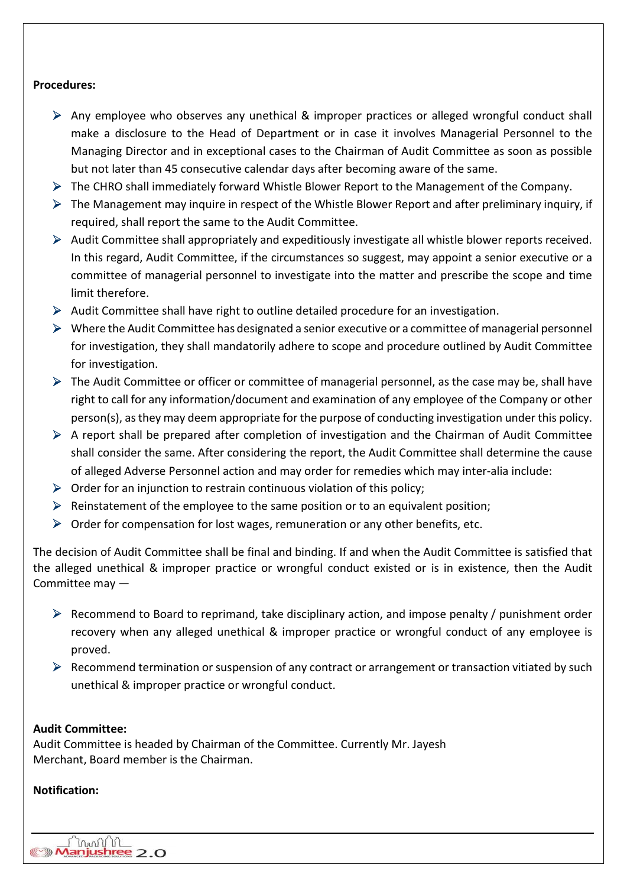**Procedures:**

- Any employee who observes any unethical & improper practices or alleged wrongful conduct shall make a disclosure to the Head of Department or in case it involves Managerial Personnel to the Managing Director and in exceptional cases to the Chairman of Audit Committee as soon as possible but not later than 45 consecutive calendar days after becoming aware of the same.
- The CHRO shall immediately forward Whistle Blower Report to the Management of the Company.
- The Management may inquire in respect of the Whistle Blower Report and after preliminary inquiry, if required, shall report the same to the Audit Committee.
- Audit Committee shall appropriately and expeditiously investigate all whistle blower reports received. In this regard, Audit Committee, if the circumstances so suggest, may appoint a senior executive or a committee of managerial personnel to investigate into the matter and prescribe the scope and time limit therefore.
- Audit Committee shall have right to outline detailed procedure for an investigation.
- Where the Audit Committee has designated a senior executive or a committee of managerial personnel for investigation, they shall mandatorily adhere to scope and procedure outlined by Audit Committee for investigation.
- The Audit Committee or officer or committee of managerial personnel, as the case may be, shall have right to call for any information/document and examination of any employee of the Company or other person(s), as they may deem appropriate for the purpose of conducting investigation under this policy.
- A report shall be prepared after completion of investigation and the Chairman of Audit Committee shall consider the same. After considering the report, the Audit Committee shall determine the cause of alleged Adverse Personnel action and may order for remedies which may inter-alia include:
- Order for an injunction to restrain continuous violation of this policy;
- Reinstatement of the employee to the same position or to an equivalent position;
- Order for compensation for lost wages, remuneration or any other benefits, etc.

The decision of Audit Committee shall be final and binding. If and when the Audit Committee is satisfied that the alleged unethical & improper practice or wrongful conduct existed or is in existence, then the Audit Committee may —

- Recommend to Board to reprimand, take disciplinary action, and impose penalty / punishment order recovery when any alleged unethical & improper practice or wrongful conduct of any employee is proved.
- Recommend termination or suspension of any contract or arrangement or transaction vitiated by such unethical & improper practice or wrongful conduct.

**Audit Committee:**
Audit Committee is headed by Chairman of the Committee. Currently Mr. Jayesh Merchant, Board member is the Chairman.

**Notification:**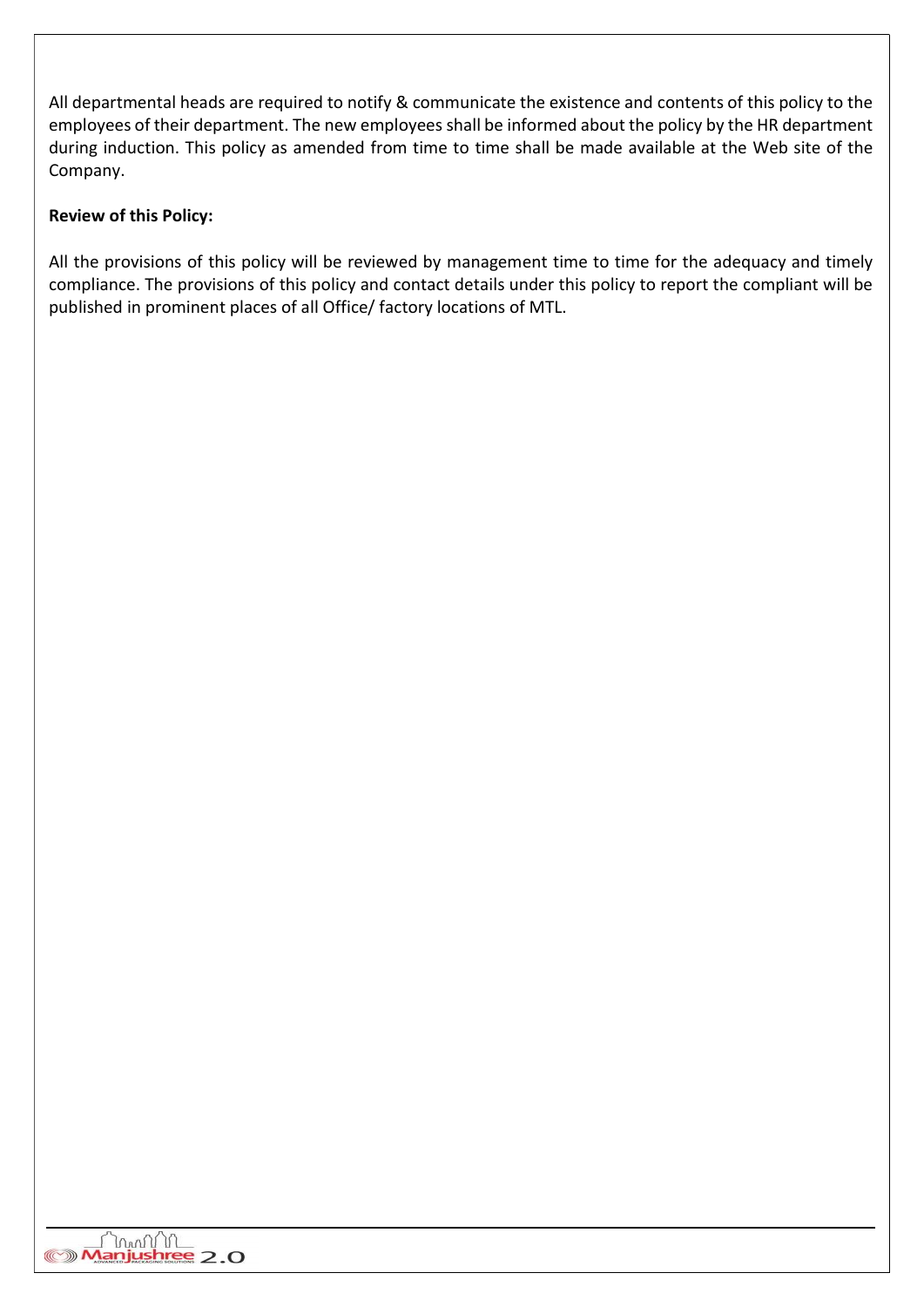All departmental heads are required to notify & communicate the existence and contents of this policy to the employees of their department. The new employees shall be informed about the policy by the HR department during induction. This policy as amended from time to time shall be made available at the Web site of the Company.

**Review of this Policy:**

All the provisions of this policy will be reviewed by management time to time for the adequacy and timely compliance. The provisions of this policy and contact details under this policy to report the compliant will be published in prominent places of all Office/ factory locations of MTL.